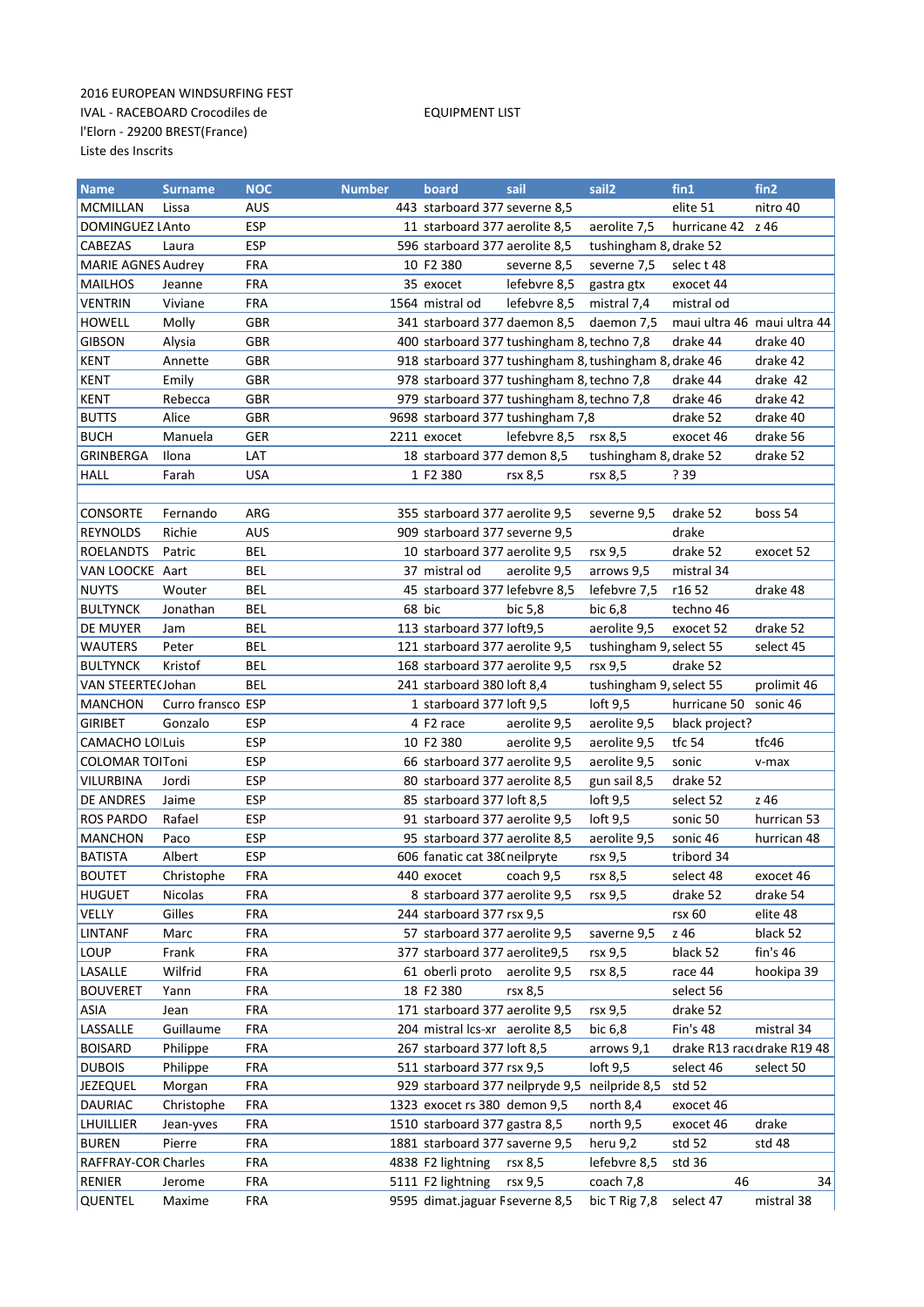2016 EUROPEAN WINDSURFING FEST

IVAL - RACEBOARD Crocodiles de l'Elorn - 29200 BREST(France)

EQUIPMENT LIST

Liste des Inscrits

| Name | Surname | NOC | Number | board | sail | sail2 | fin1 | fin2 |
|---|---|---|---|---|---|---|---|---|
| MCMILLAN | Lissa | AUS | 443 | starboard 377 | severne 8,5 | | elite 51 | nitro 40 |
| DOMINGUEZ LAnto | | ESP | 11 | starboard 377 | aerolite 8,5 | aerolite 7,5 | hurricane 42 | z 46 |
| CABEZAS | Laura | ESP | 596 | starboard 377 | aerolite 8,5 | tushingham 8, | drake 52 | |
| MARIE AGNES | Audrey | FRA | 10 | F2 380 | severne 8,5 | severne 7,5 | selec t 48 | |
| MAILHOS | Jeanne | FRA | 35 | exocet | lefebvre 8,5 | gastra gtx | exocet 44 | |
| VENTRIN | Viviane | FRA | 1564 | mistral od | lefebvre 8,5 | mistral 7,4 | mistral od | |
| HOWELL | Molly | GBR | 341 | starboard 377 | daemon 8,5 | daemon 7,5 | maui ultra 46 | maui ultra 44 |
| GIBSON | Alysia | GBR | 400 | starboard 377 | tushingham 8, | techno 7,8 | drake 44 | drake 40 |
| KENT | Annette | GBR | 918 | starboard 377 | tushingham 8, | tushingham 8, | drake 46 | drake 42 |
| KENT | Emily | GBR | 978 | starboard 377 | tushingham 8, | techno 7,8 | drake 44 | drake 42 |
| KENT | Rebecca | GBR | 979 | starboard 377 | tushingham 8, | techno 7,8 | drake 46 | drake 42 |
| BUTTS | Alice | GBR | 9698 | starboard 377 | tushingham 7,8 | | drake 52 | drake 40 |
| BUCH | Manuela | GER | 2211 | exocet | lefebvre 8,5 | rsx 8,5 | exocet 46 | drake 56 |
| GRINBERGA | Ilona | LAT | 18 | starboard 377 | demon 8,5 | tushingham 8, | drake 52 | drake 52 |
| HALL | Farah | USA | 1 | F2 380 | rsx 8,5 | rsx 8,5 | ? 39 | |
| | | | | | | | | |
| CONSORTE | Fernando | ARG | 355 | starboard 377 | aerolite 9,5 | severne 9,5 | drake 52 | boss 54 |
| REYNOLDS | Richie | AUS | 909 | starboard 377 | severne 9,5 | | drake | |
| ROELANDTS | Patric | BEL | 10 | starboard 377 | aerolite 9,5 | rsx 9,5 | drake 52 | exocet 52 |
| VAN LOOCKE | Aart | BEL | 37 | mistral od | aerolite 9,5 | arrows 9,5 | mistral 34 | |
| NUYTS | Wouter | BEL | 45 | starboard 377 | lefebre 8,5 | lefebvre 7,5 | r16 52 | drake 48 |
| BULTYNCK | Jonathan | BEL | 68 | bic | bic 5,8 | bic 6,8 | techno 46 | |
| DE MUYER | Jam | BEL | 113 | starboard 377 | loft9,5 | aerolite 9,5 | exocet 52 | drake 52 |
| WAUTERS | Peter | BEL | 121 | starboard 377 | aerolite 9,5 | tushingham 9, | select 55 | select 45 |
| BULTYNCK | Kristof | BEL | 168 | starboard 377 | aerolite 9,5 | rsx 9,5 | drake 52 | |
| VAN STEERTE( | Johan | BEL | 241 | starboard 380 | loft 8,4 | tushingham 9, | select 55 | prolimit 46 |
| MANCHON | Curro fransco | ESP | 1 | starboard 377 | loft 9,5 | loft 9,5 | hurricane 50 | sonic 46 |
| GIRIBET | Gonzalo | ESP | 4 | F2 race | aerolite 9,5 | aerolite 9,5 | black project? | |
| CAMACHO LO | Luis | ESP | 10 | F2 380 | aerolite 9,5 | aerolite 9,5 | tfc 54 | tfc46 |
| COLOMAR TO | Toni | ESP | 66 | starboard 377 | aerolite 9,5 | aerolite 9,5 | sonic | v-max |
| VILURBINA | Jordi | ESP | 80 | starboard 377 | aerolite 8,5 | gun sail 8,5 | drake 52 | |
| DE ANDRES | Jaime | ESP | 85 | starboard 377 | loft 8,5 | loft 9,5 | select 52 | z 46 |
| ROS PARDO | Rafael | ESP | 91 | starboard 377 | aerolite 9,5 | loft 9,5 | sonic 50 | hurrican 53 |
| MANCHON | Paco | ESP | 95 | starboard 377 | aerolite 8,5 | aerolite 9,5 | sonic 46 | hurrican 48 |
| BATISTA | Albert | ESP | 606 | fanatic cat 38( | neilpryte | rsx 9,5 | tribord 34 | |
| BOUTET | Christophe | FRA | 440 | exocet | coach 9,5 | rsx 8,5 | select 48 | exocet 46 |
| HUGUET | Nicolas | FRA | 8 | starboard 377 | aerolite 9,5 | rsx 9,5 | drake 52 | drake 54 |
| VELLY | Gilles | FRA | 244 | starboard 377 | rsx 9,5 | | rsx 60 | elite 48 |
| LINTANF | Marc | FRA | 57 | starboard 377 | aerolite 9,5 | saverne 9,5 | z 46 | black 52 |
| LOUP | Frank | FRA | 377 | starboard 377 | aerolite9,5 | rsx 9,5 | black 52 | fin's 46 |
| LASALLE | Wilfrid | FRA | 61 | oberli proto | aerolite 9,5 | rsx 8,5 | race 44 | hookipa 39 |
| BOUVERET | Yann | FRA | 18 | F2 380 | rsx 8,5 | | select 56 | |
| ASIA | Jean | FRA | 171 | starboard 377 | aerolite 9,5 | rsx 9,5 | drake 52 | |
| LASSALLE | Guillaume | FRA | 204 | mistral lcs-xr | aerolite 8,5 | bic 6,8 | Fin's 48 | mistral 34 |
| BOISARD | Philippe | FRA | 267 | starboard 377 | loft 8,5 | arrows 9,1 | drake R13 rac | drake R19 48 |
| DUBOIS | Philippe | FRA | 511 | starboard 377 | rsx 9,5 | loft 9,5 | select 46 | select 50 |
| JEZEQUEL | Morgan | FRA | 929 | starboard 377 | neilpryde 9,5 | neilpride 8,5 | std 52 | |
| DAURIAC | Christophe | FRA | 1323 | exocet rs 380 | demon 9,5 | north 8,4 | exocet 46 | |
| LHUILLIER | Jean-yves | FRA | 1510 | starboard 377 | gastra 8,5 | north 9,5 | exocet 46 | drake |
| BUREN | Pierre | FRA | 1881 | starboard 377 | saverne 9,5 | heru 9,2 | std 52 | std 48 |
| RAFFRAY-COR | Charles | FRA | 4838 | F2 lightning | rsx 8,5 | lefebvre 8,5 | std 36 | |
| RENIER | Jerome | FRA | 5111 | F2 lightning | rsx 9,5 | coach 7,8 | 46 | 34 |
| QUENTEL | Maxime | FRA | 9595 | dimat.jaguar F | severne 8,5 | bic T Rig 7,8 | select 47 | mistral 38 |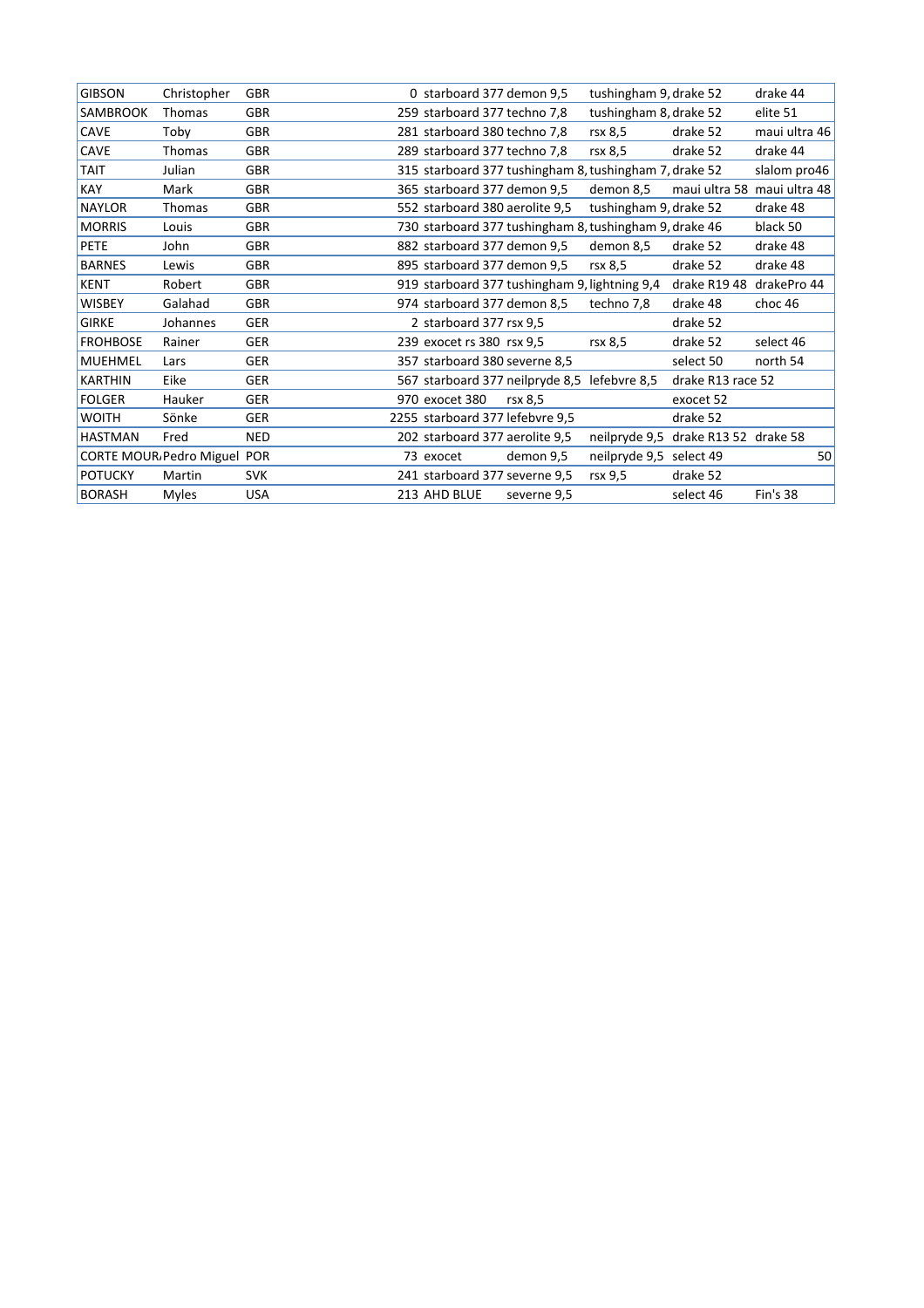| | | | | | | | | |
|---|---|---|---|---|---|---|---|---|
| GIBSON | Christopher | GBR | 0 | starboard 377 | demon 9,5 | tushingham 9, | drake 52 | drake 44 |
| SAMBROOK | Thomas | GBR | 259 | starboard 377 | techno 7,8 | tushingham 8, | drake 52 | elite 51 |
| CAVE | Toby | GBR | 281 | starboard 380 | techno 7,8 | rsx 8,5 | drake 52 | maui ultra 46 |
| CAVE | Thomas | GBR | 289 | starboard 377 | techno 7,8 | rsx 8,5 | drake 52 | drake 44 |
| TAIT | Julian | GBR | 315 | starboard 377 | tushingham 8, | tushingham 7, | drake 52 | slalom pro46 |
| KAY | Mark | GBR | 365 | starboard 377 | demon 9,5 | demon 8,5 | maui ultra 58 | maui ultra 48 |
| NAYLOR | Thomas | GBR | 552 | starboard 380 | aerolite 9,5 | tushingham 9, | drake 52 | drake 48 |
| MORRIS | Louis | GBR | 730 | starboard 377 | tushingham 8, | tushingham 9, | drake 46 | black 50 |
| PETE | John | GBR | 882 | starboard 377 | demon 9,5 | demon 8,5 | drake 52 | drake 48 |
| BARNES | Lewis | GBR | 895 | starboard 377 | demon 9,5 | rsx 8,5 | drake 52 | drake 48 |
| KENT | Robert | GBR | 919 | starboard 377 | tushingham 9, | lightning 9,4 | drake R19 48 | drakePro 44 |
| WISBEY | Galahad | GBR | 974 | starboard 377 | demon 8,5 | techno 7,8 | drake 48 | choc 46 |
| GIRKE | Johannes | GER | 2 | starboard 377 | rsx 9,5 | | drake 52 | |
| FROHBOSE | Rainer | GER | 239 | exocet rs 380 | rsx 9,5 | rsx 8,5 | drake 52 | select 46 |
| MUEHMEL | Lars | GER | 357 | starboard 380 | severne 8,5 | | select 50 | north 54 |
| KARTHIN | Eike | GER | 567 | starboard 377 | neilpryde 8,5 | lefebvre 8,5 | drake R13 race 52 | |
| FOLGER | Hauker | GER | 970 | exocet 380 | rsx 8,5 | | exocet 52 | |
| WOITH | Sönke | GER | 2255 | starboard 377 | lefebvre 9,5 | | drake 52 | |
| HASTMAN | Fred | NED | 202 | starboard 377 | aerolite 9,5 | neilpryde 9,5 | drake R13 52 | drake 58 |
| CORTE MOUR | Pedro Miguel | POR | 73 | exocet | demon 9,5 | neilpryde 9,5 | select 49 | 50 |
| POTUCKY | Martin | SVK | 241 | starboard 377 | severne 9,5 | rsx 9,5 | drake 52 | |
| BORASH | Myles | USA | 213 | AHD BLUE | severne 9,5 | | select 46 | Fin's 38 |